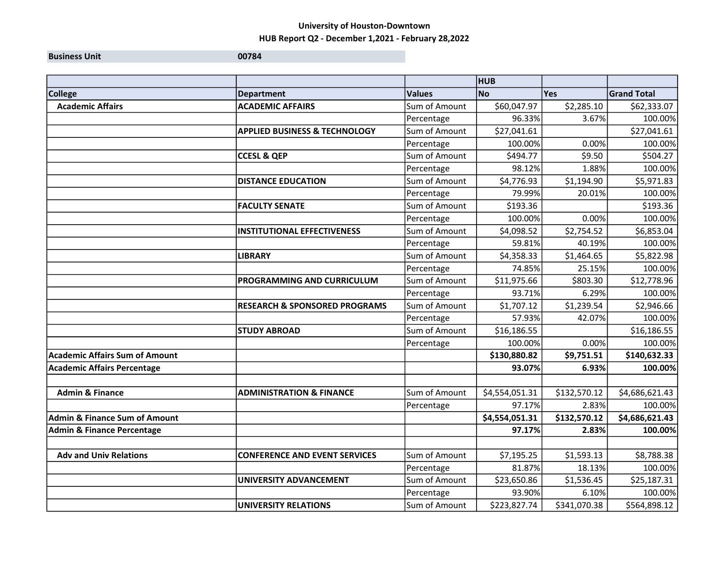**University of Houston-Downtown**

**HUB Report Q2 - December 1,2021 - February 28,2022**

| **Business Unit** | 00784 |
|---|---|

| | | | HUB | | |
|---|---|---|---|---|---|
| **College** | **Department** | **Values** | **No** | **Yes** | **Grand Total** |
| **Academic Affairs** | **ACADEMIC AFFAIRS** | Sum of Amount | $60,047.97 | $2,285.10 | $62,333.07 |
| | | Percentage | 96.33% | 3.67% | 100.00% |
| | **APPLIED BUSINESS & TECHNOLOGY** | Sum of Amount | $27,041.61 | | $27,041.61 |
| | | Percentage | 100.00% | 0.00% | 100.00% |
| | **CCESL & QEP** | Sum of Amount | $494.77 | $9.50 | $504.27 |
| | | Percentage | 98.12% | 1.88% | 100.00% |
| | **DISTANCE EDUCATION** | Sum of Amount | $4,776.93 | $1,194.90 | $5,971.83 |
| | | Percentage | 79.99% | 20.01% | 100.00% |
| | **FACULTY SENATE** | Sum of Amount | $193.36 | | $193.36 |
| | | Percentage | 100.00% | 0.00% | 100.00% |
| | **INSTITUTIONAL EFFECTIVENESS** | Sum of Amount | $4,098.52 | $2,754.52 | $6,853.04 |
| | | Percentage | 59.81% | 40.19% | 100.00% |
| | **LIBRARY** | Sum of Amount | $4,358.33 | $1,464.65 | $5,822.98 |
| | | Percentage | 74.85% | 25.15% | 100.00% |
| | **PROGRAMMING AND CURRICULUM** | Sum of Amount | $11,975.66 | $803.30 | $12,778.96 |
| | | Percentage | 93.71% | 6.29% | 100.00% |
| | **RESEARCH & SPONSORED PROGRAMS** | Sum of Amount | $1,707.12 | $1,239.54 | $2,946.66 |
| | | Percentage | 57.93% | 42.07% | 100.00% |
| | **STUDY ABROAD** | Sum of Amount | $16,186.55 | | $16,186.55 |
| | | Percentage | 100.00% | 0.00% | 100.00% |
| **Academic Affairs Sum of Amount** | | | **$130,880.82** | **$9,751.51** | **$140,632.33** |
| **Academic Affairs Percentage** | | | **93.07%** | **6.93%** | **100.00%** |
| | | | | | |
| **Admin & Finance** | **ADMINISTRATION & FINANCE** | Sum of Amount | $4,554,051.31 | $132,570.12 | $4,686,621.43 |
| | | Percentage | 97.17% | 2.83% | 100.00% |
| **Admin & Finance Sum of Amount** | | | **$4,554,051.31** | **$132,570.12** | **$4,686,621.43** |
| **Admin & Finance Percentage** | | | **97.17%** | **2.83%** | **100.00%** |
| | | | | | |
| **Adv and Univ Relations** | **CONFERENCE AND EVENT SERVICES** | Sum of Amount | $7,195.25 | $1,593.13 | $8,788.38 |
| | | Percentage | 81.87% | 18.13% | 100.00% |
| | **UNIVERSITY ADVANCEMENT** | Sum of Amount | $23,650.86 | $1,536.45 | $25,187.31 |
| | | Percentage | 93.90% | 6.10% | 100.00% |
| | **UNIVERSITY RELATIONS** | Sum of Amount | $223,827.74 | $341,070.38 | $564,898.12 |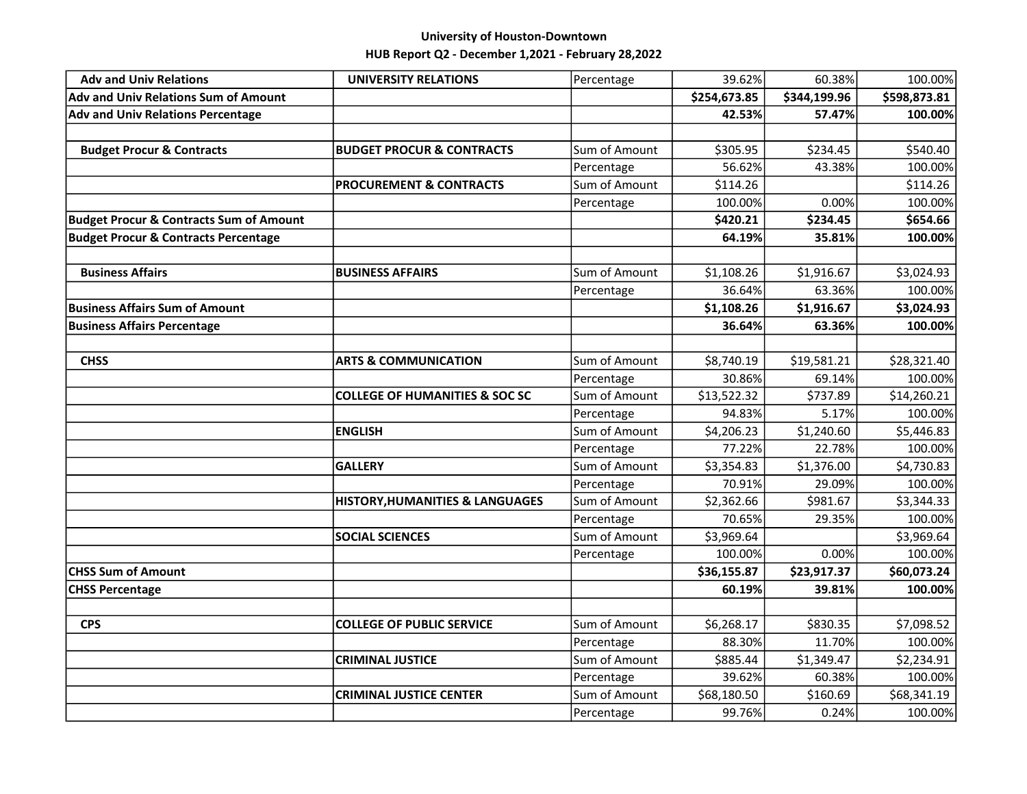**University of Houston-Downtown**
**HUB Report Q2 - December 1,2021 - February 28,2022**

| | | | | | |
|---|---|---|---|---|---|
| **Adv and Univ Relations** | **UNIVERSITY RELATIONS** | Percentage | 39.62% | 60.38% | 100.00% |
| **Adv and Univ Relations Sum of Amount** | | | **$254,673.85** | **$344,199.96** | **$598,873.81** |
| **Adv and Univ Relations Percentage** | | | **42.53%** | **57.47%** | **100.00%** |
| | | | | | |
| **Budget Procur & Contracts** | **BUDGET PROCUR & CONTRACTS** | Sum of Amount | $305.95 | $234.45 | $540.40 |
| | | Percentage | 56.62% | 43.38% | 100.00% |
| | **PROCUREMENT & CONTRACTS** | Sum of Amount | $114.26 | | $114.26 |
| | | Percentage | 100.00% | 0.00% | 100.00% |
| **Budget Procur & Contracts Sum of Amount** | | | **$420.21** | **$234.45** | **$654.66** |
| **Budget Procur & Contracts Percentage** | | | **64.19%** | **35.81%** | **100.00%** |
| | | | | | |
| **Business Affairs** | **BUSINESS AFFAIRS** | Sum of Amount | $1,108.26 | $1,916.67 | $3,024.93 |
| | | Percentage | 36.64% | 63.36% | 100.00% |
| **Business Affairs Sum of Amount** | | | **$1,108.26** | **$1,916.67** | **$3,024.93** |
| **Business Affairs Percentage** | | | **36.64%** | **63.36%** | **100.00%** |
| | | | | | |
| **CHSS** | **ARTS & COMMUNICATION** | Sum of Amount | $8,740.19 | $19,581.21 | $28,321.40 |
| | | Percentage | 30.86% | 69.14% | 100.00% |
| | **COLLEGE OF HUMANITIES & SOC SC** | Sum of Amount | $13,522.32 | $737.89 | $14,260.21 |
| | | Percentage | 94.83% | 5.17% | 100.00% |
| | **ENGLISH** | Sum of Amount | $4,206.23 | $1,240.60 | $5,446.83 |
| | | Percentage | 77.22% | 22.78% | 100.00% |
| | **GALLERY** | Sum of Amount | $3,354.83 | $1,376.00 | $4,730.83 |
| | | Percentage | 70.91% | 29.09% | 100.00% |
| | **HISTORY,HUMANITIES & LANGUAGES** | Sum of Amount | $2,362.66 | $981.67 | $3,344.33 |
| | | Percentage | 70.65% | 29.35% | 100.00% |
| | **SOCIAL SCIENCES** | Sum of Amount | $3,969.64 | | $3,969.64 |
| | | Percentage | 100.00% | 0.00% | 100.00% |
| **CHSS Sum of Amount** | | | **$36,155.87** | **$23,917.37** | **$60,073.24** |
| **CHSS Percentage** | | | **60.19%** | **39.81%** | **100.00%** |
| | | | | | |
| **CPS** | **COLLEGE OF PUBLIC SERVICE** | Sum of Amount | $6,268.17 | $830.35 | $7,098.52 |
| | | Percentage | 88.30% | 11.70% | 100.00% |
| | **CRIMINAL JUSTICE** | Sum of Amount | $885.44 | $1,349.47 | $2,234.91 |
| | | Percentage | 39.62% | 60.38% | 100.00% |
| | **CRIMINAL JUSTICE CENTER** | Sum of Amount | $68,180.50 | $160.69 | $68,341.19 |
| | | Percentage | 99.76% | 0.24% | 100.00% |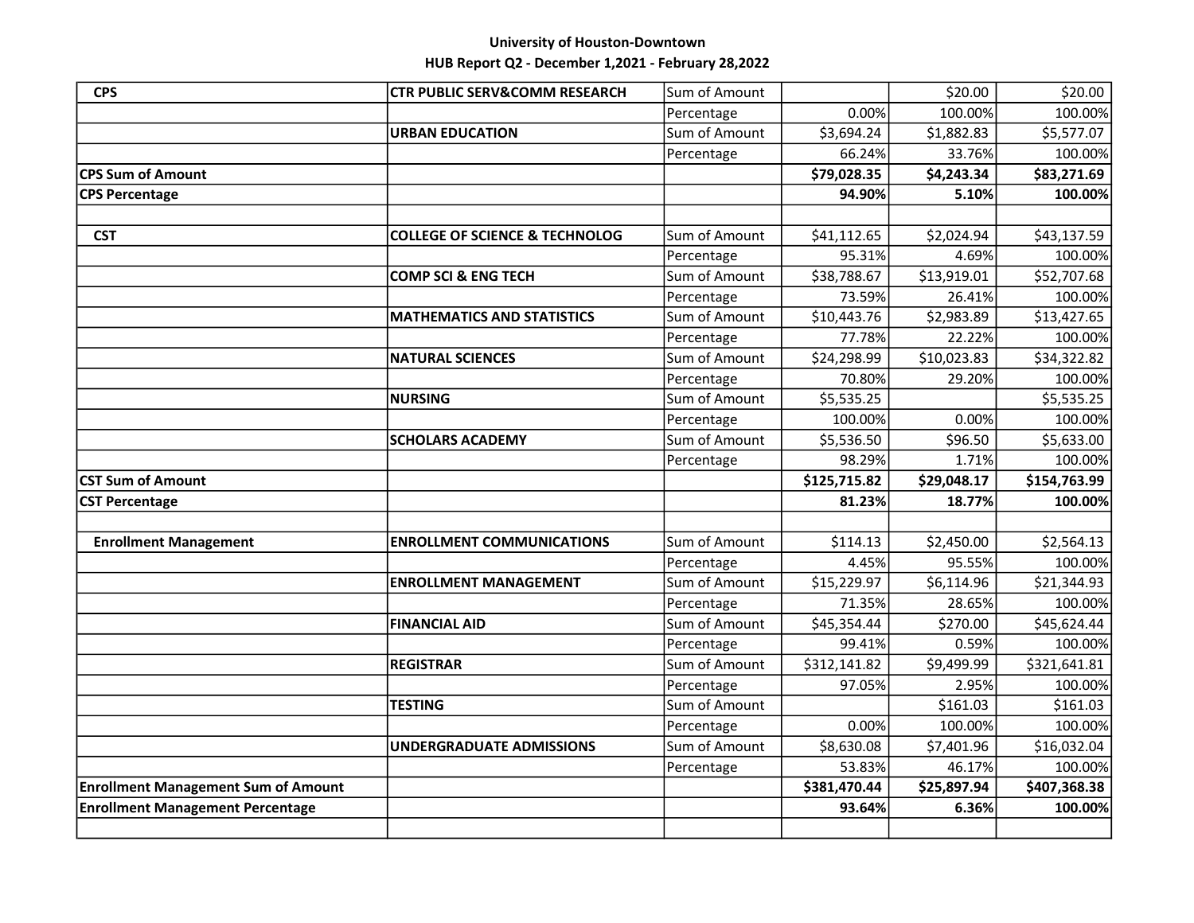**University of Houston-Downtown**
**HUB Report Q2 - December 1,2021 - February 28,2022**

| | | | | | |
|---|---|---|---|---|---|
| **CPS** | **CTR PUBLIC SERV&COMM RESEARCH** | Sum of Amount | | $20.00 | $20.00 |
| | | Percentage | 0.00% | 100.00% | 100.00% |
| | **URBAN EDUCATION** | Sum of Amount | $3,694.24 | $1,882.83 | $5,577.07 |
| | | Percentage | 66.24% | 33.76% | 100.00% |
| **CPS Sum of Amount** | | | **$79,028.35** | **$4,243.34** | **$83,271.69** |
| **CPS Percentage** | | | **94.90%** | **5.10%** | **100.00%** |
| | | | | | |
| **CST** | **COLLEGE OF SCIENCE & TECHNOLOG** | Sum of Amount | $41,112.65 | $2,024.94 | $43,137.59 |
| | | Percentage | 95.31% | 4.69% | 100.00% |
| | **COMP SCI & ENG TECH** | Sum of Amount | $38,788.67 | $13,919.01 | $52,707.68 |
| | | Percentage | 73.59% | 26.41% | 100.00% |
| | **MATHEMATICS AND STATISTICS** | Sum of Amount | $10,443.76 | $2,983.89 | $13,427.65 |
| | | Percentage | 77.78% | 22.22% | 100.00% |
| | **NATURAL SCIENCES** | Sum of Amount | $24,298.99 | $10,023.83 | $34,322.82 |
| | | Percentage | 70.80% | 29.20% | 100.00% |
| | **NURSING** | Sum of Amount | $5,535.25 | | $5,535.25 |
| | | Percentage | 100.00% | 0.00% | 100.00% |
| | **SCHOLARS ACADEMY** | Sum of Amount | $5,536.50 | $96.50 | $5,633.00 |
| | | Percentage | 98.29% | 1.71% | 100.00% |
| **CST Sum of Amount** | | | **$125,715.82** | **$29,048.17** | **$154,763.99** |
| **CST Percentage** | | | **81.23%** | **18.77%** | **100.00%** |
| | | | | | |
| **Enrollment Management** | **ENROLLMENT COMMUNICATIONS** | Sum of Amount | $114.13 | $2,450.00 | $2,564.13 |
| | | Percentage | 4.45% | 95.55% | 100.00% |
| | **ENROLLMENT MANAGEMENT** | Sum of Amount | $15,229.97 | $6,114.96 | $21,344.93 |
| | | Percentage | 71.35% | 28.65% | 100.00% |
| | **FINANCIAL AID** | Sum of Amount | $45,354.44 | $270.00 | $45,624.44 |
| | | Percentage | 99.41% | 0.59% | 100.00% |
| | **REGISTRAR** | Sum of Amount | $312,141.82 | $9,499.99 | $321,641.81 |
| | | Percentage | 97.05% | 2.95% | 100.00% |
| | **TESTING** | Sum of Amount | | $161.03 | $161.03 |
| | | Percentage | 0.00% | 100.00% | 100.00% |
| | **UNDERGRADUATE ADMISSIONS** | Sum of Amount | $8,630.08 | $7,401.96 | $16,032.04 |
| | | Percentage | 53.83% | 46.17% | 100.00% |
| **Enrollment Management Sum of Amount** | | | **$381,470.44** | **$25,897.94** | **$407,368.38** |
| **Enrollment Management Percentage** | | | **93.64%** | **6.36%** | **100.00%** |
| | | | | | |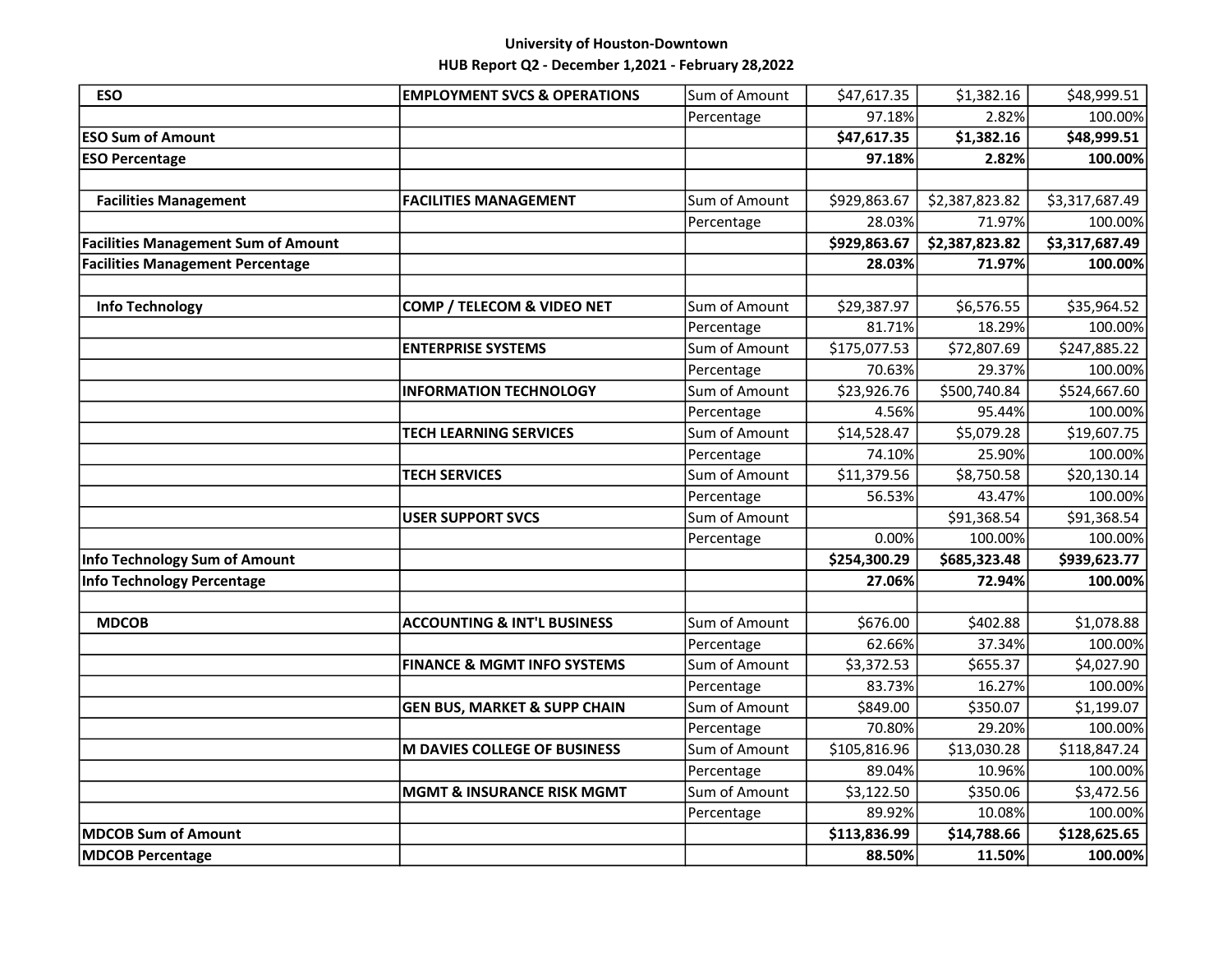**University of Houston-Downtown**

**HUB Report Q2 - December 1,2021 - February 28,2022**

| | | | | | |
|---|---|---|---|---|---|
| **ESO** | **EMPLOYMENT SVCS & OPERATIONS** | Sum of Amount | $47,617.35 | $1,382.16 | $48,999.51 |
| | | Percentage | 97.18% | 2.82% | 100.00% |
| **ESO Sum of Amount** | | | **$47,617.35** | **$1,382.16** | **$48,999.51** |
| **ESO Percentage** | | | **97.18%** | **2.82%** | **100.00%** |
| | | | | | |
| **Facilities Management** | **FACILITIES MANAGEMENT** | Sum of Amount | $929,863.67 | $2,387,823.82 | $3,317,687.49 |
| | | Percentage | 28.03% | 71.97% | 100.00% |
| **Facilities Management Sum of Amount** | | | **$929,863.67** | **$2,387,823.82** | **$3,317,687.49** |
| **Facilities Management Percentage** | | | **28.03%** | **71.97%** | **100.00%** |
| | | | | | |
| **Info Technology** | **COMP / TELECOM & VIDEO NET** | Sum of Amount | $29,387.97 | $6,576.55 | $35,964.52 |
| | | Percentage | 81.71% | 18.29% | 100.00% |
| | **ENTERPRISE SYSTEMS** | Sum of Amount | $175,077.53 | $72,807.69 | $247,885.22 |
| | | Percentage | 70.63% | 29.37% | 100.00% |
| | **INFORMATION TECHNOLOGY** | Sum of Amount | $23,926.76 | $500,740.84 | $524,667.60 |
| | | Percentage | 4.56% | 95.44% | 100.00% |
| | **TECH LEARNING SERVICES** | Sum of Amount | $14,528.47 | $5,079.28 | $19,607.75 |
| | | Percentage | 74.10% | 25.90% | 100.00% |
| | **TECH SERVICES** | Sum of Amount | $11,379.56 | $8,750.58 | $20,130.14 |
| | | Percentage | 56.53% | 43.47% | 100.00% |
| | **USER SUPPORT SVCS** | Sum of Amount | | $91,368.54 | $91,368.54 |
| | | Percentage | 0.00% | 100.00% | 100.00% |
| **Info Technology Sum of Amount** | | | **$254,300.29** | **$685,323.48** | **$939,623.77** |
| **Info Technology Percentage** | | | **27.06%** | **72.94%** | **100.00%** |
| | | | | | |
| **MDCOB** | **ACCOUNTING & INT'L BUSINESS** | Sum of Amount | $676.00 | $402.88 | $1,078.88 |
| | | Percentage | 62.66% | 37.34% | 100.00% |
| | **FINANCE & MGMT INFO SYSTEMS** | Sum of Amount | $3,372.53 | $655.37 | $4,027.90 |
| | | Percentage | 83.73% | 16.27% | 100.00% |
| | **GEN BUS, MARKET & SUPP CHAIN** | Sum of Amount | $849.00 | $350.07 | $1,199.07 |
| | | Percentage | 70.80% | 29.20% | 100.00% |
| | **M DAVIES COLLEGE OF BUSINESS** | Sum of Amount | $105,816.96 | $13,030.28 | $118,847.24 |
| | | Percentage | 89.04% | 10.96% | 100.00% |
| | **MGMT & INSURANCE RISK MGMT** | Sum of Amount | $3,122.50 | $350.06 | $3,472.56 |
| | | Percentage | 89.92% | 10.08% | 100.00% |
| **MDCOB Sum of Amount** | | | **$113,836.99** | **$14,788.66** | **$128,625.65** |
| **MDCOB Percentage** | | | **88.50%** | **11.50%** | **100.00%** |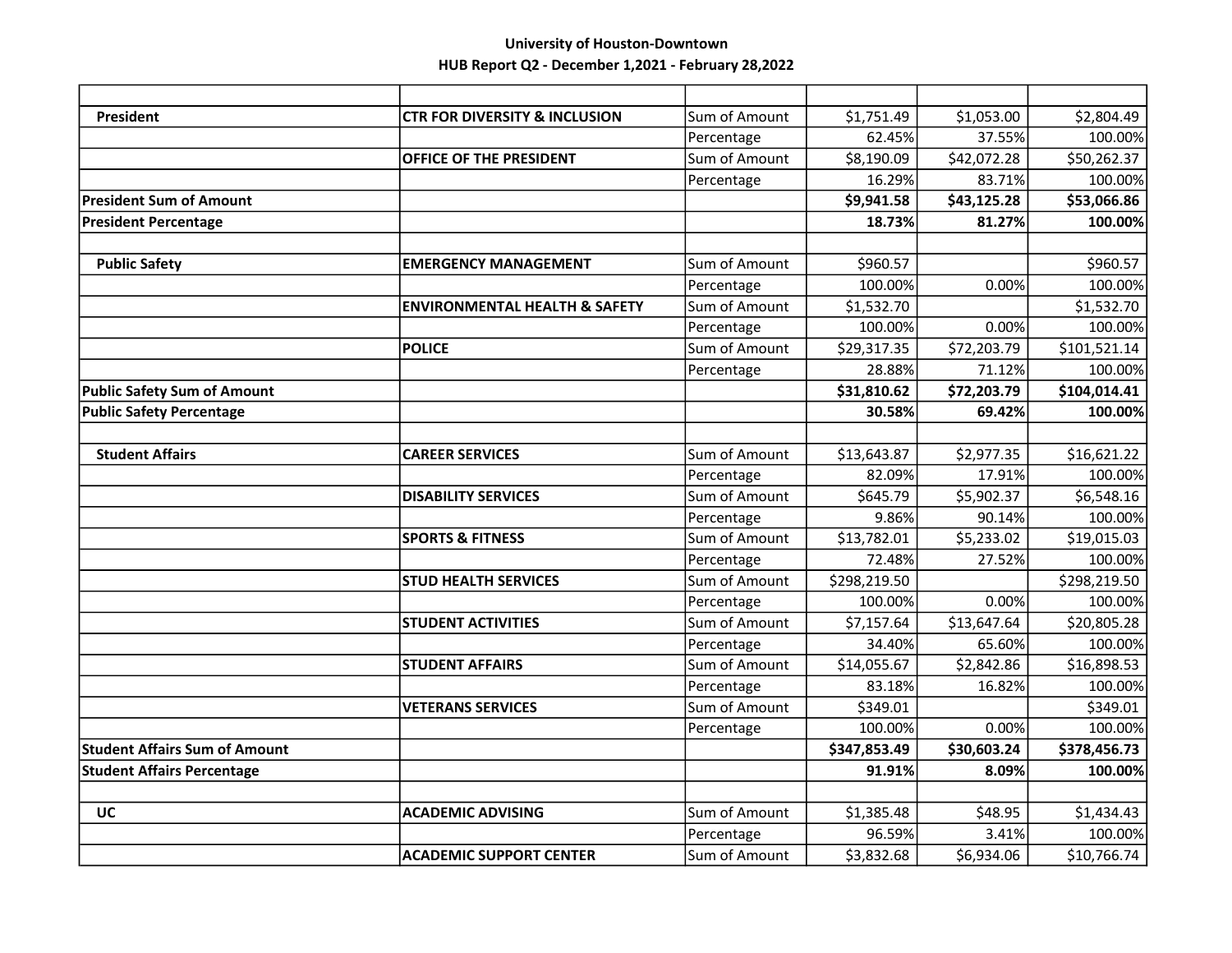**University of Houston-Downtown**

**HUB Report Q2 - December 1,2021 - February 28,2022**

| | | | | | |
|---|---|---|---|---|---|
| **President** | **CTR FOR DIVERSITY & INCLUSION** | Sum of Amount | $1,751.49 | $1,053.00 | $2,804.49 |
| | | Percentage | 62.45% | 37.55% | 100.00% |
| | **OFFICE OF THE PRESIDENT** | Sum of Amount | $8,190.09 | $42,072.28 | $50,262.37 |
| | | Percentage | 16.29% | 83.71% | 100.00% |
| **President Sum of Amount** | | | **$9,941.58** | **$43,125.28** | **$53,066.86** |
| **President Percentage** | | | **18.73%** | **81.27%** | **100.00%** |
| | | | | | |
| **Public Safety** | **EMERGENCY MANAGEMENT** | Sum of Amount | $960.57 | | $960.57 |
| | | Percentage | 100.00% | 0.00% | 100.00% |
| | **ENVIRONMENTAL HEALTH & SAFETY** | Sum of Amount | $1,532.70 | | $1,532.70 |
| | | Percentage | 100.00% | 0.00% | 100.00% |
| | **POLICE** | Sum of Amount | $29,317.35 | $72,203.79 | $101,521.14 |
| | | Percentage | 28.88% | 71.12% | 100.00% |
| **Public Safety Sum of Amount** | | | **$31,810.62** | **$72,203.79** | **$104,014.41** |
| **Public Safety Percentage** | | | **30.58%** | **69.42%** | **100.00%** |
| | | | | | |
| **Student Affairs** | **CAREER SERVICES** | Sum of Amount | $13,643.87 | $2,977.35 | $16,621.22 |
| | | Percentage | 82.09% | 17.91% | 100.00% |
| | **DISABILITY SERVICES** | Sum of Amount | $645.79 | $5,902.37 | $6,548.16 |
| | | Percentage | 9.86% | 90.14% | 100.00% |
| | **SPORTS & FITNESS** | Sum of Amount | $13,782.01 | $5,233.02 | $19,015.03 |
| | | Percentage | 72.48% | 27.52% | 100.00% |
| | **STUD HEALTH SERVICES** | Sum of Amount | $298,219.50 | | $298,219.50 |
| | | Percentage | 100.00% | 0.00% | 100.00% |
| | **STUDENT ACTIVITIES** | Sum of Amount | $7,157.64 | $13,647.64 | $20,805.28 |
| | | Percentage | 34.40% | 65.60% | 100.00% |
| | **STUDENT AFFAIRS** | Sum of Amount | $14,055.67 | $2,842.86 | $16,898.53 |
| | | Percentage | 83.18% | 16.82% | 100.00% |
| | **VETERANS SERVICES** | Sum of Amount | $349.01 | | $349.01 |
| | | Percentage | 100.00% | 0.00% | 100.00% |
| **Student Affairs Sum of Amount** | | | **$347,853.49** | **$30,603.24** | **$378,456.73** |
| **Student Affairs Percentage** | | | **91.91%** | **8.09%** | **100.00%** |
| | | | | | |
| **UC** | **ACADEMIC ADVISING** | Sum of Amount | $1,385.48 | $48.95 | $1,434.43 |
| | | Percentage | 96.59% | 3.41% | 100.00% |
| | **ACADEMIC SUPPORT CENTER** | Sum of Amount | $3,832.68 | $6,934.06 | $10,766.74 |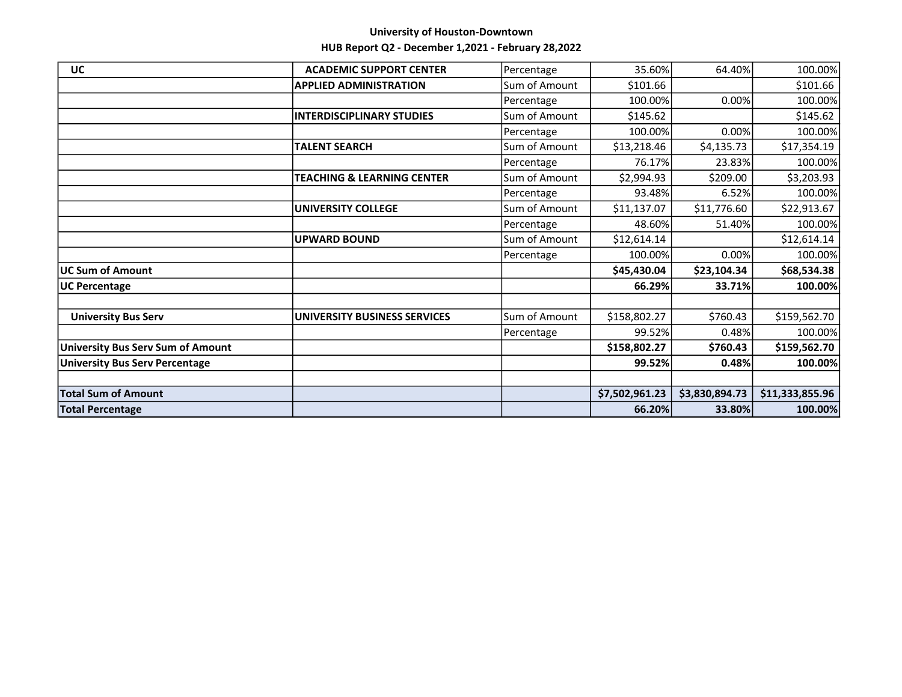**University of Houston-Downtown**

**HUB Report Q2 - December 1,2021 - February 28,2022**

| | | | | | |
|---|---|---|---|---|---|
| **UC** | **ACADEMIC SUPPORT CENTER** | Percentage | 35.60% | 64.40% | 100.00% |
| | **APPLIED ADMINISTRATION** | Sum of Amount | $101.66 | | $101.66 |
| | | Percentage | 100.00% | 0.00% | 100.00% |
| | **INTERDISCIPLINARY STUDIES** | Sum of Amount | $145.62 | | $145.62 |
| | | Percentage | 100.00% | 0.00% | 100.00% |
| | **TALENT SEARCH** | Sum of Amount | $13,218.46 | $4,135.73 | $17,354.19 |
| | | Percentage | 76.17% | 23.83% | 100.00% |
| | **TEACHING & LEARNING CENTER** | Sum of Amount | $2,994.93 | $209.00 | $3,203.93 |
| | | Percentage | 93.48% | 6.52% | 100.00% |
| | **UNIVERSITY COLLEGE** | Sum of Amount | $11,137.07 | $11,776.60 | $22,913.67 |
| | | Percentage | 48.60% | 51.40% | 100.00% |
| | **UPWARD BOUND** | Sum of Amount | $12,614.14 | | $12,614.14 |
| | | Percentage | 100.00% | 0.00% | 100.00% |
| **UC Sum of Amount** | | | **$45,430.04** | **$23,104.34** | **$68,534.38** |
| **UC Percentage** | | | **66.29%** | **33.71%** | **100.00%** |
| | | | | | |
| **University Bus Serv** | **UNIVERSITY BUSINESS SERVICES** | Sum of Amount | $158,802.27 | $760.43 | $159,562.70 |
| | | Percentage | 99.52% | 0.48% | 100.00% |
| **University Bus Serv Sum of Amount** | | | **$158,802.27** | **$760.43** | **$159,562.70** |
| **University Bus Serv Percentage** | | | **99.52%** | **0.48%** | **100.00%** |
| | | | | | |
| **Total Sum of Amount** | | | **$7,502,961.23** | **$3,830,894.73** | **$11,333,855.96** |
| **Total Percentage** | | | **66.20%** | **33.80%** | **100.00%** |